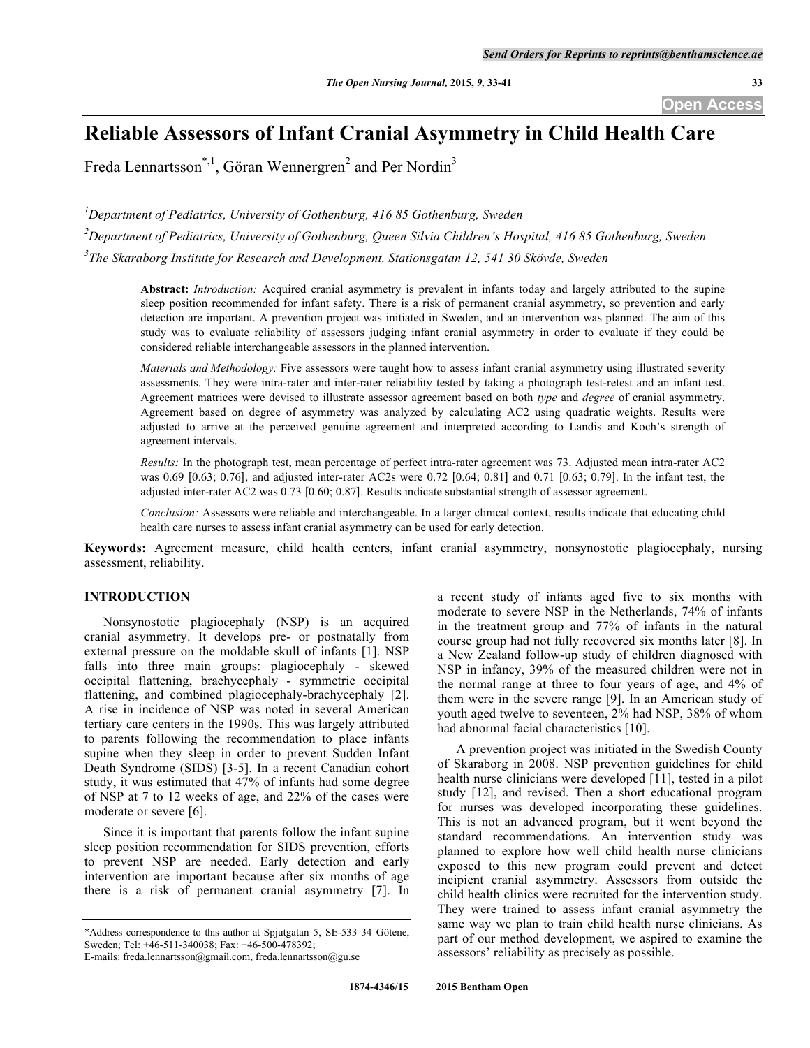# Reliable Assessors of Infant Cranial Asymmetry in Child Health Care

Freda Lennartsson[*,1], Göran Wennergren[2] and Per Nordin[3]

[1]Department of Pediatrics, University of Gothenburg, 416 85 Gothenburg, Sweden

[2]Department of Pediatrics, University of Gothenburg, Queen Silvia Children's Hospital, 416 85 Gothenburg, Sweden

[3]The Skaraborg Institute for Research and Development, Stationsgatan 12, 541 30 Skövde, Sweden

**Abstract:** *Introduction:* Acquired cranial asymmetry is prevalent in infants today and largely attributed to the supine sleep position recommended for infant safety. There is a risk of permanent cranial asymmetry, so prevention and early detection are important. A prevention project was initiated in Sweden, and an intervention was planned. The aim of this study was to evaluate reliability of assessors judging infant cranial asymmetry in order to evaluate if they could be considered reliable interchangeable assessors in the planned intervention.

*Materials and Methodology:* Five assessors were taught how to assess infant cranial asymmetry using illustrated severity assessments. They were intra-rater and inter-rater reliability tested by taking a photograph test-retest and an infant test. Agreement matrices were devised to illustrate assessor agreement based on both *type* and *degree* of cranial asymmetry. Agreement based on degree of asymmetry was analyzed by calculating AC2 using quadratic weights. Results were adjusted to arrive at the perceived genuine agreement and interpreted according to Landis and Koch's strength of agreement intervals.

*Results:* In the photograph test, mean percentage of perfect intra-rater agreement was 73. Adjusted mean intra-rater AC2 was 0.69 [0.63; 0.76], and adjusted inter-rater AC2s were 0.72 [0.64; 0.81] and 0.71 [0.63; 0.79]. In the infant test, the adjusted inter-rater AC2 was 0.73 [0.60; 0.87]. Results indicate substantial strength of assessor agreement.

*Conclusion:* Assessors were reliable and interchangeable. In a larger clinical context, results indicate that educating child health care nurses to assess infant cranial asymmetry can be used for early detection.

**Keywords:** Agreement measure, child health centers, infant cranial asymmetry, nonsynostotic plagiocephaly, nursing assessment, reliability.

## INTRODUCTION

Nonsynostotic plagiocephaly (NSP) is an acquired cranial asymmetry. It develops pre- or postnatally from external pressure on the moldable skull of infants [1]. NSP falls into three main groups: plagiocephaly - skewed occipital flattening, brachycephaly - symmetric occipital flattening, and combined plagiocephaly-brachycephaly [2]. A rise in incidence of NSP was noted in several American tertiary care centers in the 1990s. This was largely attributed to parents following the recommendation to place infants supine when they sleep in order to prevent Sudden Infant Death Syndrome (SIDS) [3-5]. In a recent Canadian cohort study, it was estimated that 47% of infants had some degree of NSP at 7 to 12 weeks of age, and 22% of the cases were moderate or severe [6].

Since it is important that parents follow the infant supine sleep position recommendation for SIDS prevention, efforts to prevent NSP are needed. Early detection and early intervention are important because after six months of age there is a risk of permanent cranial asymmetry [7]. In a recent study of infants aged five to six months with moderate to severe NSP in the Netherlands, 74% of infants in the treatment group and 77% of infants in the natural course group had not fully recovered six months later [8]. In a New Zealand follow-up study of children diagnosed with NSP in infancy, 39% of the measured children were not in the normal range at three to four years of age, and 4% of them were in the severe range [9]. In an American study of youth aged twelve to seventeen, 2% had NSP, 38% of whom had abnormal facial characteristics [10].

A prevention project was initiated in the Swedish County of Skaraborg in 2008. NSP prevention guidelines for child health nurse clinicians were developed [11], tested in a pilot study [12], and revised. Then a short educational program for nurses was developed incorporating these guidelines. This is not an advanced program, but it went beyond the standard recommendations. An intervention study was planned to explore how well child health nurse clinicians exposed to this new program could prevent and detect incipient cranial asymmetry. Assessors from outside the child health clinics were recruited for the intervention study. They were trained to assess infant cranial asymmetry the same way we plan to train child health nurse clinicians. As part of our method development, we aspired to examine the assessors' reliability as precisely as possible.

*Address correspondence to this author at Spjutgatan 5, SE-533 34 Götene, Sweden; Tel: +46-511-340038; Fax: +46-500-478392;
E-mails: freda.lennartsson@gmail.com, freda.lennartsson@gu.se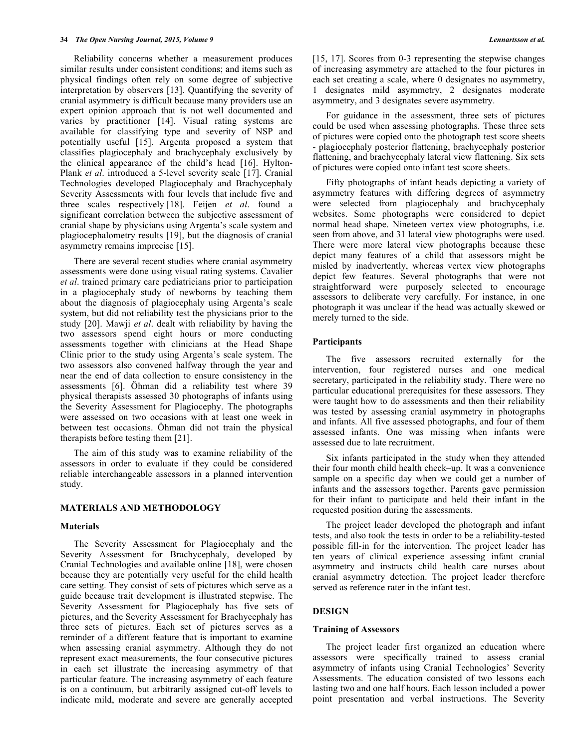Reliability concerns whether a measurement produces similar results under consistent conditions; and items such as physical findings often rely on some degree of subjective interpretation by observers [13]. Quantifying the severity of cranial asymmetry is difficult because many providers use an expert opinion approach that is not well documented and varies by practitioner [14]. Visual rating systems are available for classifying type and severity of NSP and potentially useful [15]. Argenta proposed a system that classifies plagiocephaly and brachycephaly exclusively by the clinical appearance of the child's head [16]. Hylton-Plank *et al*. introduced a 5-level severity scale [17]. Cranial Technologies developed Plagiocephaly and Brachycephaly Severity Assessments with four levels that include five and three scales respectively [18]. Feijen *et al*. found a significant correlation between the subjective assessment of cranial shape by physicians using Argenta's scale system and plagiocephalometry results [19], but the diagnosis of cranial asymmetry remains imprecise [15].

There are several recent studies where cranial asymmetry assessments were done using visual rating systems. Cavalier *et al*. trained primary care pediatricians prior to participation in a plagiocephaly study of newborns by teaching them about the diagnosis of plagiocephaly using Argenta's scale system, but did not reliability test the physicians prior to the study [20]. Mawji *et al*. dealt with reliability by having the two assessors spend eight hours or more conducting assessments together with clinicians at the Head Shape Clinic prior to the study using Argenta's scale system. The two assessors also convened halfway through the year and near the end of data collection to ensure consistency in the assessments [6]. Öhman did a reliability test where 39 physical therapists assessed 30 photographs of infants using the Severity Assessment for Plagiocephy. The photographs were assessed on two occasions with at least one week in between test occasions. Öhman did not train the physical therapists before testing them [21].

The aim of this study was to examine reliability of the assessors in order to evaluate if they could be considered reliable interchangeable assessors in a planned intervention study.

## MATERIALS AND METHODOLOGY

### Materials

The Severity Assessment for Plagiocephaly and the Severity Assessment for Brachycephaly, developed by Cranial Technologies and available online [18], were chosen because they are potentially very useful for the child health care setting. They consist of sets of pictures which serve as a guide because trait development is illustrated stepwise. The Severity Assessment for Plagiocephaly has five sets of pictures, and the Severity Assessment for Brachycephaly has three sets of pictures. Each set of pictures serves as a reminder of a different feature that is important to examine when assessing cranial asymmetry. Although they do not represent exact measurements, the four consecutive pictures in each set illustrate the increasing asymmetry of that particular feature. The increasing asymmetry of each feature is on a continuum, but arbitrarily assigned cut-off levels to indicate mild, moderate and severe are generally accepted [15, 17]. Scores from 0-3 representing the stepwise changes of increasing asymmetry are attached to the four pictures in each set creating a scale, where 0 designates no asymmetry, 1 designates mild asymmetry, 2 designates moderate asymmetry, and 3 designates severe asymmetry.

For guidance in the assessment, three sets of pictures could be used when assessing photographs. These three sets of pictures were copied onto the photograph test score sheets - plagiocephaly posterior flattening, brachycephaly posterior flattening, and brachycephaly lateral view flattening. Six sets of pictures were copied onto infant test score sheets.

Fifty photographs of infant heads depicting a variety of asymmetry features with differing degrees of asymmetry were selected from plagiocephaly and brachycephaly websites. Some photographs were considered to depict normal head shape. Nineteen vertex view photographs, i.e. seen from above, and 31 lateral view photographs were used. There were more lateral view photographs because these depict many features of a child that assessors might be misled by inadvertently, whereas vertex view photographs depict few features. Several photographs that were not straightforward were purposely selected to encourage assessors to deliberate very carefully. For instance, in one photograph it was unclear if the head was actually skewed or merely turned to the side.

### Participants

The five assessors recruited externally for the intervention, four registered nurses and one medical secretary, participated in the reliability study. There were no particular educational prerequisites for these assessors. They were taught how to do assessments and then their reliability was tested by assessing cranial asymmetry in photographs and infants. All five assessed photographs, and four of them assessed infants. One was missing when infants were assessed due to late recruitment.

Six infants participated in the study when they attended their four month child health check–up. It was a convenience sample on a specific day when we could get a number of infants and the assessors together. Parents gave permission for their infant to participate and held their infant in the requested position during the assessments.

The project leader developed the photograph and infant tests, and also took the tests in order to be a reliability-tested possible fill-in for the intervention. The project leader has ten years of clinical experience assessing infant cranial asymmetry and instructs child health care nurses about cranial asymmetry detection. The project leader therefore served as reference rater in the infant test.

## DESIGN

### Training of Assessors

The project leader first organized an education where assessors were specifically trained to assess cranial asymmetry of infants using Cranial Technologies' Severity Assessments. The education consisted of two lessons each lasting two and one half hours. Each lesson included a power point presentation and verbal instructions. The Severity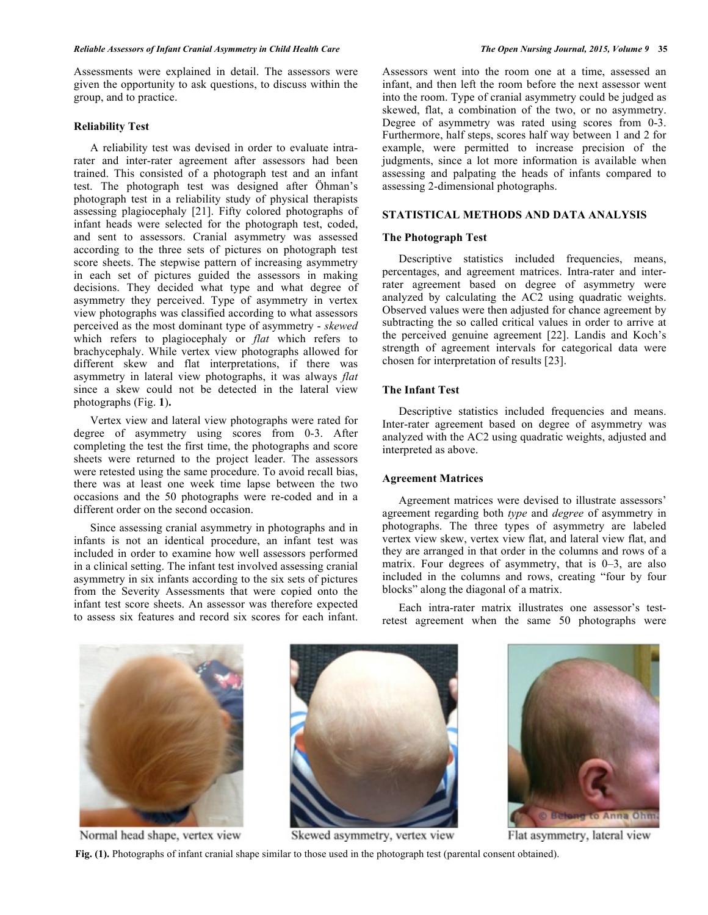Assessments were explained in detail. The assessors were given the opportunity to ask questions, to discuss within the group, and to practice.

### Reliability Test

A reliability test was devised in order to evaluate intra-rater and inter-rater agreement after assessors had been trained. This consisted of a photograph test and an infant test. The photograph test was designed after Öhman's photograph test in a reliability study of physical therapists assessing plagiocephaly [21]. Fifty colored photographs of infant heads were selected for the photograph test, coded, and sent to assessors. Cranial asymmetry was assessed according to the three sets of pictures on photograph test score sheets. The stepwise pattern of increasing asymmetry in each set of pictures guided the assessors in making decisions. They decided what type and what degree of asymmetry they perceived. Type of asymmetry in vertex view photographs was classified according to what assessors perceived as the most dominant type of asymmetry - *skewed* which refers to plagiocephaly or *flat* which refers to brachycephaly. While vertex view photographs allowed for different skew and flat interpretations, if there was asymmetry in lateral view photographs, it was always *flat* since a skew could not be detected in the lateral view photographs (Fig. **1**).

Vertex view and lateral view photographs were rated for degree of asymmetry using scores from 0-3. After completing the test the first time, the photographs and score sheets were returned to the project leader. The assessors were retested using the same procedure. To avoid recall bias, there was at least one week time lapse between the two occasions and the 50 photographs were re-coded and in a different order on the second occasion.

Since assessing cranial asymmetry in photographs and in infants is not an identical procedure, an infant test was included in order to examine how well assessors performed in a clinical setting. The infant test involved assessing cranial asymmetry in six infants according to the six sets of pictures from the Severity Assessments that were copied onto the infant test score sheets. An assessor was therefore expected to assess six features and record six scores for each infant. Assessors went into the room one at a time, assessed an infant, and then left the room before the next assessor went into the room. Type of cranial asymmetry could be judged as skewed, flat, a combination of the two, or no asymmetry. Degree of asymmetry was rated using scores from 0-3. Furthermore, half steps, scores half way between 1 and 2 for example, were permitted to increase precision of the judgments, since a lot more information is available when assessing and palpating the heads of infants compared to assessing 2-dimensional photographs.

## STATISTICAL METHODS AND DATA ANALYSIS

### The Photograph Test

Descriptive statistics included frequencies, means, percentages, and agreement matrices. Intra-rater and inter-rater agreement based on degree of asymmetry were analyzed by calculating the AC2 using quadratic weights. Observed values were then adjusted for chance agreement by subtracting the so called critical values in order to arrive at the perceived genuine agreement [22]. Landis and Koch's strength of agreement intervals for categorical data were chosen for interpretation of results [23].

### The Infant Test

Descriptive statistics included frequencies and means. Inter-rater agreement based on degree of asymmetry was analyzed with the AC2 using quadratic weights, adjusted and interpreted as above.

### Agreement Matrices

Agreement matrices were devised to illustrate assessors' agreement regarding both *type* and *degree* of asymmetry in photographs. The three types of asymmetry are labeled vertex view skew, vertex view flat, and lateral view flat, and they are arranged in that order in the columns and rows of a matrix. Four degrees of asymmetry, that is 0–3, are also included in the columns and rows, creating "four by four blocks" along the diagonal of a matrix.

Each intra-rater matrix illustrates one assessor's test-retest agreement when the same 50 photographs were

Normal head shape, vertex view — Skewed asymmetry, vertex view — Flat asymmetry, lateral view

**Fig. (1).** Photographs of infant cranial shape similar to those used in the photograph test (parental consent obtained).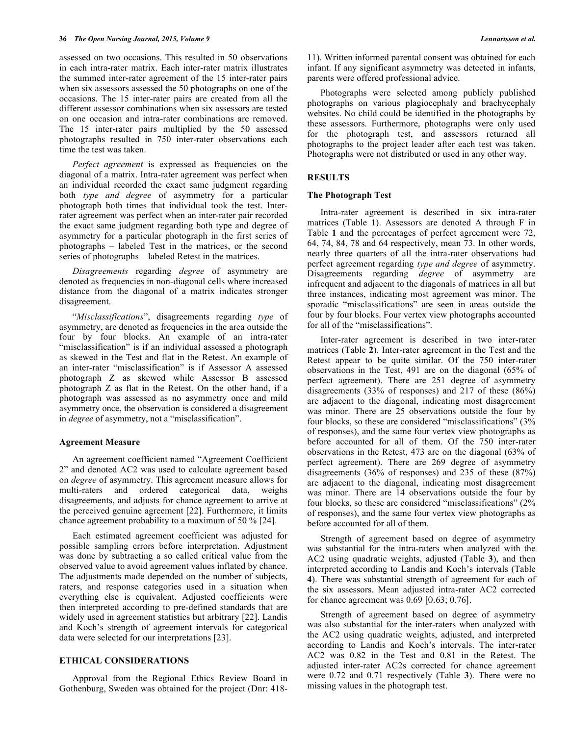assessed on two occasions. This resulted in 50 observations in each intra-rater matrix. Each inter-rater matrix illustrates the summed inter-rater agreement of the 15 inter-rater pairs when six assessors assessed the 50 photographs on one of the occasions. The 15 inter-rater pairs are created from all the different assessor combinations when six assessors are tested on one occasion and intra-rater combinations are removed. The 15 inter-rater pairs multiplied by the 50 assessed photographs resulted in 750 inter-rater observations each time the test was taken.

*Perfect agreement* is expressed as frequencies on the diagonal of a matrix. Intra-rater agreement was perfect when an individual recorded the exact same judgment regarding both *type and degree* of asymmetry for a particular photograph both times that individual took the test. Inter-rater agreement was perfect when an inter-rater pair recorded the exact same judgment regarding both type and degree of asymmetry for a particular photograph in the first series of photographs – labeled Test in the matrices, or the second series of photographs – labeled Retest in the matrices.

*Disagreements* regarding *degree* of asymmetry are denoted as frequencies in non-diagonal cells where increased distance from the diagonal of a matrix indicates stronger disagreement.

"*Misclassifications*", disagreements regarding *type* of asymmetry, are denoted as frequencies in the area outside the four by four blocks. An example of an intra-rater "misclassification" is if an individual assessed a photograph as skewed in the Test and flat in the Retest. An example of an inter-rater "misclassification" is if Assessor A assessed photograph Z as skewed while Assessor B assessed photograph Z as flat in the Retest. On the other hand, if a photograph was assessed as no asymmetry once and mild asymmetry once, the observation is considered a disagreement in *degree* of asymmetry, not a "misclassification".

### Agreement Measure

An agreement coefficient named "Agreement Coefficient 2" and denoted AC2 was used to calculate agreement based on *degree* of asymmetry. This agreement measure allows for multi-raters and ordered categorical data, weighs disagreements, and adjusts for chance agreement to arrive at the perceived genuine agreement [22]. Furthermore, it limits chance agreement probability to a maximum of 50 % [24].

Each estimated agreement coefficient was adjusted for possible sampling errors before interpretation. Adjustment was done by subtracting a so called critical value from the observed value to avoid agreement values inflated by chance. The adjustments made depended on the number of subjects, raters, and response categories used in a situation when everything else is equivalent. Adjusted coefficients were then interpreted according to pre-defined standards that are widely used in agreement statistics but arbitrary [22]. Landis and Koch's strength of agreement intervals for categorical data were selected for our interpretations [23].

## ETHICAL CONSIDERATIONS

Approval from the Regional Ethics Review Board in Gothenburg, Sweden was obtained for the project (Dnr: 418-11). Written informed parental consent was obtained for each infant. If any significant asymmetry was detected in infants, parents were offered professional advice.

Photographs were selected among publicly published photographs on various plagiocephaly and brachycephaly websites. No child could be identified in the photographs by these assessors. Furthermore, photographs were only used for the photograph test, and assessors returned all photographs to the project leader after each test was taken. Photographs were not distributed or used in any other way.

## RESULTS

### The Photograph Test

Intra-rater agreement is described in six intra-rater matrices (Table **1**). Assessors are denoted A through F in Table **1** and the percentages of perfect agreement were 72, 64, 74, 84, 78 and 64 respectively, mean 73. In other words, nearly three quarters of all the intra-rater observations had perfect agreement regarding *type and degree* of asymmetry. Disagreements regarding *degree* of asymmetry are infrequent and adjacent to the diagonals of matrices in all but three instances, indicating most agreement was minor. The sporadic "misclassifications" are seen in areas outside the four by four blocks. Four vertex view photographs accounted for all of the "misclassifications".

Inter-rater agreement is described in two inter-rater matrices (Table **2**). Inter-rater agreement in the Test and the Retest appear to be quite similar. Of the 750 inter-rater observations in the Test, 491 are on the diagonal (65% of perfect agreement). There are 251 degree of asymmetry disagreements (33% of responses) and 217 of these (86%) are adjacent to the diagonal, indicating most disagreement was minor. There are 25 observations outside the four by four blocks, so these are considered "misclassifications" (3% of responses), and the same four vertex view photographs as before accounted for all of them. Of the 750 inter-rater observations in the Retest, 473 are on the diagonal (63% of perfect agreement). There are 269 degree of asymmetry disagreements (36% of responses) and 235 of these (87%) are adjacent to the diagonal, indicating most disagreement was minor. There are 14 observations outside the four by four blocks, so these are considered "misclassifications" (2% of responses), and the same four vertex view photographs as before accounted for all of them.

Strength of agreement based on degree of asymmetry was substantial for the intra-raters when analyzed with the AC2 using quadratic weights, adjusted (Table **3**), and then interpreted according to Landis and Koch's intervals (Table **4**). There was substantial strength of agreement for each of the six assessors. Mean adjusted intra-rater AC2 corrected for chance agreement was 0.69 [0.63; 0.76].

Strength of agreement based on degree of asymmetry was also substantial for the inter-raters when analyzed with the AC2 using quadratic weights, adjusted, and interpreted according to Landis and Koch's intervals. The inter-rater AC2 was 0.82 in the Test and 0.81 in the Retest. The adjusted inter-rater AC2s corrected for chance agreement were 0.72 and 0.71 respectively (Table **3**). There were no missing values in the photograph test.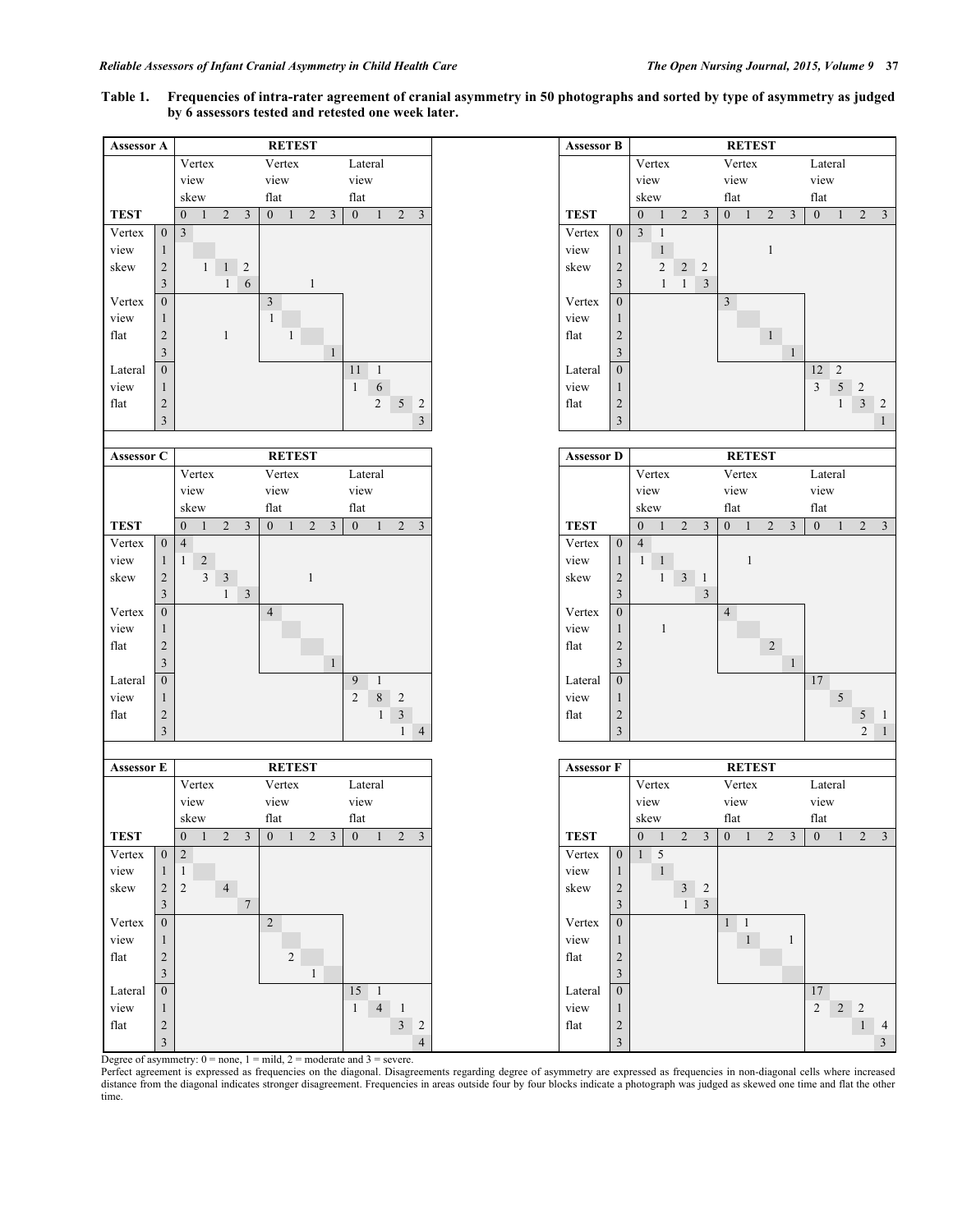**Table 1. Frequencies of intra-rater agreement of cranial asymmetry in 50 photographs and sorted by type of asymmetry as judged by 6 assessors tested and retested one week later.**

**Assessor A**

| TEST | | RETEST Vertex view skew 0 | 1 | 2 | 3 | Vertex view flat 0 | 1 | 2 | 3 | Lateral view flat 0 | 1 | 2 | 3 |
|---|---|---|---|---|---|---|---|---|---|---|---|---|---|
| Vertex view skew | 0 | 3 | | | | | | | | | | | |
| | 1 | | | | | | | | | | | | |
| | 2 | | 1 | 1 | 2 | | | | | | | | |
| | 3 | | | 1 | 6 | | | 1 | | | | | |
| Vertex view flat | 0 | | | | | 3 | | | | | | | |
| | 1 | | | | | 1 | | | | | | | |
| | 2 | | | 1 | | | 1 | | | | | | |
| | 3 | | | | | | | | 1 | | | | |
| Lateral view flat | 0 | | | | | | | | | 11 | 1 | | |
| | 1 | | | | | | | | | 1 | 6 | | |
| | 2 | | | | | | | | | | 2 | 5 | 2 |
| | 3 | | | | | | | | | | | | 3 |

**Assessor B**

| TEST | | RETEST Vertex view skew 0 | 1 | 2 | 3 | Vertex view flat 0 | 1 | 2 | 3 | Lateral view flat 0 | 1 | 2 | 3 |
|---|---|---|---|---|---|---|---|---|---|---|---|---|---|
| Vertex view skew | 0 | 3 | 1 | | | | | | | | | | |
| | 1 | | 1 | | | | | 1 | | | | | |
| | 2 | | 2 | 2 | 2 | | | | | | | | |
| | 3 | | 1 | 1 | 3 | | | | | | | | |
| Vertex view flat | 0 | | | | | 3 | | | | | | | |
| | 1 | | | | | | | | | | | | |
| | 2 | | | | | | | 1 | | | | | |
| | 3 | | | | | | | | 1 | | | | |
| Lateral view flat | 0 | | | | | | | | | 12 | 2 | | |
| | 1 | | | | | | | | | 3 | 5 | 2 | |
| | 2 | | | | | | | | | | 1 | 3 | 2 |
| | 3 | | | | | | | | | | | | 1 |

**Assessor C**

| TEST | | RETEST Vertex view skew 0 | 1 | 2 | 3 | Vertex view flat 0 | 1 | 2 | 3 | Lateral view flat 0 | 1 | 2 | 3 |
|---|---|---|---|---|---|---|---|---|---|---|---|---|---|
| Vertex view skew | 0 | 4 | | | | | | | | | | | |
| | 1 | 1 | 2 | | | | | | | | | | |
| | 2 | | 3 | 3 | | | | 1 | | | | | |
| | 3 | | | 1 | 3 | | | | | | | | |
| Vertex view flat | 0 | | | | | 4 | | | | | | | |
| | 1 | | | | | | | | | | | | |
| | 2 | | | | | | | | | | | | |
| | 3 | | | | | | | | 1 | | | | |
| Lateral view flat | 0 | | | | | | | | | 9 | 1 | | |
| | 1 | | | | | | | | | 2 | 8 | 2 | |
| | 2 | | | | | | | | | | 1 | 3 | |
| | 3 | | | | | | | | | | | 1 | 4 |

**Assessor D**

| TEST | | RETEST Vertex view skew 0 | 1 | 2 | 3 | Vertex view flat 0 | 1 | 2 | 3 | Lateral view flat 0 | 1 | 2 | 3 |
|---|---|---|---|---|---|---|---|---|---|---|---|---|---|
| Vertex view skew | 0 | 4 | | | | | | | | | | | |
| | 1 | 1 | 1 | | | | 1 | | | | | | |
| | 2 | | 1 | 3 | 1 | | | | | | | | |
| | 3 | | | | 3 | | | | | | | | |
| Vertex view flat | 0 | | | | | 4 | | | | | | | |
| | 1 | | 1 | | | | | | | | | | |
| | 2 | | | | | | | 2 | | | | | |
| | 3 | | | | | | | | 1 | | | | |
| Lateral view flat | 0 | | | | | | | | | 17 | | | |
| | 1 | | | | | | | | | | 5 | | |
| | 2 | | | | | | | | | | | 5 | 1 |
| | 3 | | | | | | | | | | | 2 | 1 |

**Assessor E**

| TEST | | RETEST Vertex view skew 0 | 1 | 2 | 3 | Vertex view flat 0 | 1 | 2 | 3 | Lateral view flat 0 | 1 | 2 | 3 |
|---|---|---|---|---|---|---|---|---|---|---|---|---|---|
| Vertex view skew | 0 | 2 | | | | | | | | | | | |
| | 1 | 1 | | | | | | | | | | | |
| | 2 | 2 | | 4 | | | | | | | | | |
| | 3 | | | | 7 | | | | | | | | |
| Vertex view flat | 0 | | | | | 2 | | | | | | | |
| | 1 | | | | | | | | | | | | |
| | 2 | | | | | | 2 | | | | | | |
| | 3 | | | | | | | 1 | | | | | |
| Lateral view flat | 0 | | | | | | | | | 15 | 1 | | |
| | 1 | | | | | | | | | 1 | 4 | 1 | |
| | 2 | | | | | | | | | | | 3 | 2 |
| | 3 | | | | | | | | | | | | 4 |

**Assessor F**

| TEST | | RETEST Vertex view skew 0 | 1 | 2 | 3 | Vertex view flat 0 | 1 | 2 | 3 | Lateral view flat 0 | 1 | 2 | 3 |
|---|---|---|---|---|---|---|---|---|---|---|---|---|---|
| Vertex view skew | 0 | 1 | 5 | | | | | | | | | | |
| | 1 | | 1 | | | | | | | | | | |
| | 2 | | | 3 | 2 | | | | | | | | |
| | 3 | | | 1 | 3 | | | | | | | | |
| Vertex view flat | 0 | | | | | 1 | 1 | | | | | | |
| | 1 | | | | | | 1 | | 1 | | | | |
| | 2 | | | | | | | | | | | | |
| | 3 | | | | | | | | | | | | |
| Lateral view flat | 0 | | | | | | | | | 17 | | | |
| | 1 | | | | | | | | | 2 | 2 | 2 | |
| | 2 | | | | | | | | | | | 1 | 4 |
| | 3 | | | | | | | | | | | | 3 |

Degree of asymmetry: 0 = none, 1 = mild, 2 = moderate and 3 = severe.
Perfect agreement is expressed as frequencies on the diagonal. Disagreements regarding degree of asymmetry are expressed as frequencies in non-diagonal cells where increased distance from the diagonal indicates stronger disagreement. Frequencies in areas outside four by four blocks indicate a photograph was judged as skewed one time and flat the other time.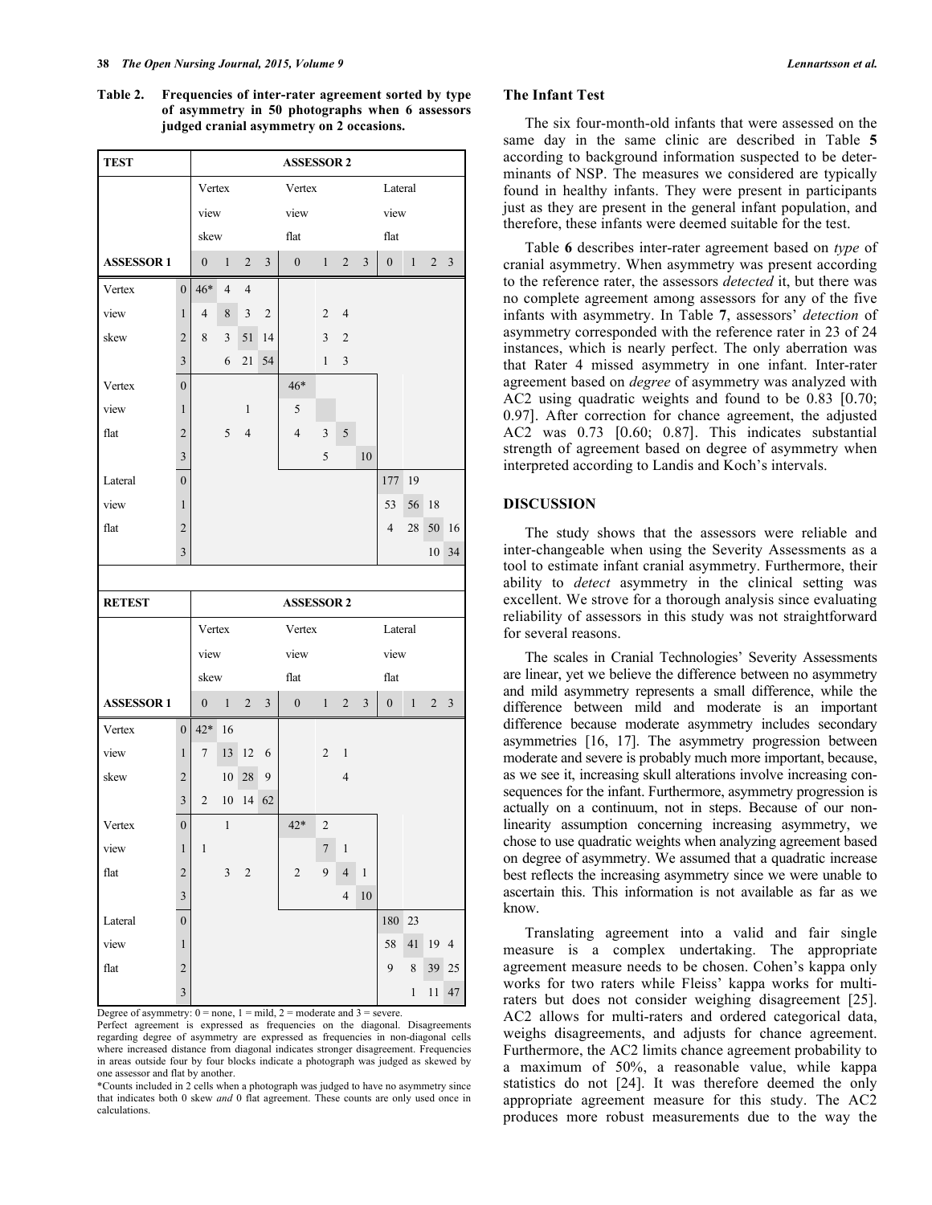**Table 2. Frequencies of inter-rater agreement sorted by type of asymmetry in 50 photographs when 6 assessors judged cranial asymmetry on 2 occasions.**

| TEST | | ASSESSOR 2 | | | | | | | | | | | |
|---|---|---|---|---|---|---|---|---|---|---|---|---|---|
| | | Vertex view skew | | | | Vertex view flat | | | | Lateral view flat | | | |
| ASSESSOR 1 | | 0 | 1 | 2 | 3 | 0 | 1 | 2 | 3 | 0 | 1 | 2 | 3 |
| Vertex view skew | 0 | 46* | 4 | 4 | | | | | | | | | |
| | 1 | 4 | 8 | 3 | 2 | | 2 | 4 | | | | | |
| | 2 | 8 | 3 | 51 | 14 | | 3 | 2 | | | | | |
| | 3 | | 6 | 21 | 54 | | 1 | 3 | | | | | |
| Vertex view flat | 0 | | | | | 46* | | | | | | | |
| | 1 | | | 1 | | 5 | | | | | | | |
| | 2 | | 5 | 4 | | 4 | 3 | 5 | | | | | |
| | 3 | | | | | | 5 | | 10 | | | | |
| Lateral view flat | 0 | | | | | | | | | 177 | 19 | | |
| | 1 | | | | | | | | | 53 | 56 | 18 | |
| | 2 | | | | | | | | | 4 | 28 | 50 | 16 |
| | 3 | | | | | | | | | | | 10 | 34 |

| RETEST | | ASSESSOR 2 | | | | | | | | | | | |
|---|---|---|---|---|---|---|---|---|---|---|---|---|---|
| | | Vertex view skew | | | | Vertex view flat | | | | Lateral view flat | | | |
| ASSESSOR 1 | | 0 | 1 | 2 | 3 | 0 | 1 | 2 | 3 | 0 | 1 | 2 | 3 |
| Vertex view skew | 0 | 42* | 16 | | | | | | | | | | |
| | 1 | 7 | 13 | 12 | 6 | | 2 | 1 | | | | | |
| | 2 | | 10 | 28 | 9 | | | 4 | | | | | |
| | 3 | 2 | 10 | 14 | 62 | | | | | | | | |
| Vertex view flat | 0 | | 1 | | | 42* | 2 | | | | | | |
| | 1 | 1 | | | | | 7 | 1 | | | | | |
| | 2 | | 3 | 2 | | 2 | 9 | 4 | 1 | | | | |
| | 3 | | | | | | | 4 | 10 | | | | |
| Lateral view flat | 0 | | | | | | | | | 180 | 23 | | |
| | 1 | | | | | | | | | 58 | 41 | 19 | 4 |
| | 2 | | | | | | | | | 9 | 8 | 39 | 25 |
| | 3 | | | | | | | | | | 1 | 11 | 47 |

Degree of asymmetry: 0 = none, 1 = mild, 2 = moderate and 3 = severe.
Perfect agreement is expressed as frequencies on the diagonal. Disagreements regarding degree of asymmetry are expressed as frequencies in non-diagonal cells where increased distance from diagonal indicates stronger disagreement. Frequencies in areas outside four by four blocks indicate a photograph was judged as skewed by one assessor and flat by another.
*Counts included in 2 cells when a photograph was judged to have no asymmetry since that indicates both 0 skew *and* 0 flat agreement. These counts are only used once in calculations.

### The Infant Test

The six four-month-old infants that were assessed on the same day in the same clinic are described in Table **5** according to background information suspected to be determinants of NSP. The measures we considered are typically found in healthy infants. They were present in participants just as they are present in the general infant population, and therefore, these infants were deemed suitable for the test.

Table **6** describes inter-rater agreement based on *type* of cranial asymmetry. When asymmetry was present according to the reference rater, the assessors *detected* it, but there was no complete agreement among assessors for any of the five infants with asymmetry. In Table **7**, assessors' *detection* of asymmetry corresponded with the reference rater in 23 of 24 instances, which is nearly perfect. The only aberration was that Rater 4 missed asymmetry in one infant. Inter-rater agreement based on *degree* of asymmetry was analyzed with AC2 using quadratic weights and found to be 0.83 [0.70; 0.97]. After correction for chance agreement, the adjusted AC2 was 0.73 [0.60; 0.87]. This indicates substantial strength of agreement based on degree of asymmetry when interpreted according to Landis and Koch's intervals.

## DISCUSSION

The study shows that the assessors were reliable and inter-changeable when using the Severity Assessments as a tool to estimate infant cranial asymmetry. Furthermore, their ability to *detect* asymmetry in the clinical setting was excellent. We strove for a thorough analysis since evaluating reliability of assessors in this study was not straightforward for several reasons.

The scales in Cranial Technologies' Severity Assessments are linear, yet we believe the difference between no asymmetry and mild asymmetry represents a small difference, while the difference between mild and moderate is an important difference because moderate asymmetry includes secondary asymmetries [16, 17]. The asymmetry progression between moderate and severe is probably much more important, because, as we see it, increasing skull alterations involve increasing consequences for the infant. Furthermore, asymmetry progression is actually on a continuum, not in steps. Because of our non-linearity assumption concerning increasing asymmetry, we chose to use quadratic weights when analyzing agreement based on degree of asymmetry. We assumed that a quadratic increase best reflects the increasing asymmetry since we were unable to ascertain this. This information is not available as far as we know.

Translating agreement into a valid and fair single measure is a complex undertaking. The appropriate agreement measure needs to be chosen. Cohen's kappa only works for two raters while Fleiss' kappa works for multi-raters but does not consider weighing disagreement [25]. AC2 allows for multi-raters and ordered categorical data, weighs disagreements, and adjusts for chance agreement. Furthermore, the AC2 limits chance agreement probability to a maximum of 50%, a reasonable value, while kappa statistics do not [24]. It was therefore deemed the only appropriate agreement measure for this study. The AC2 produces more robust measurements due to the way the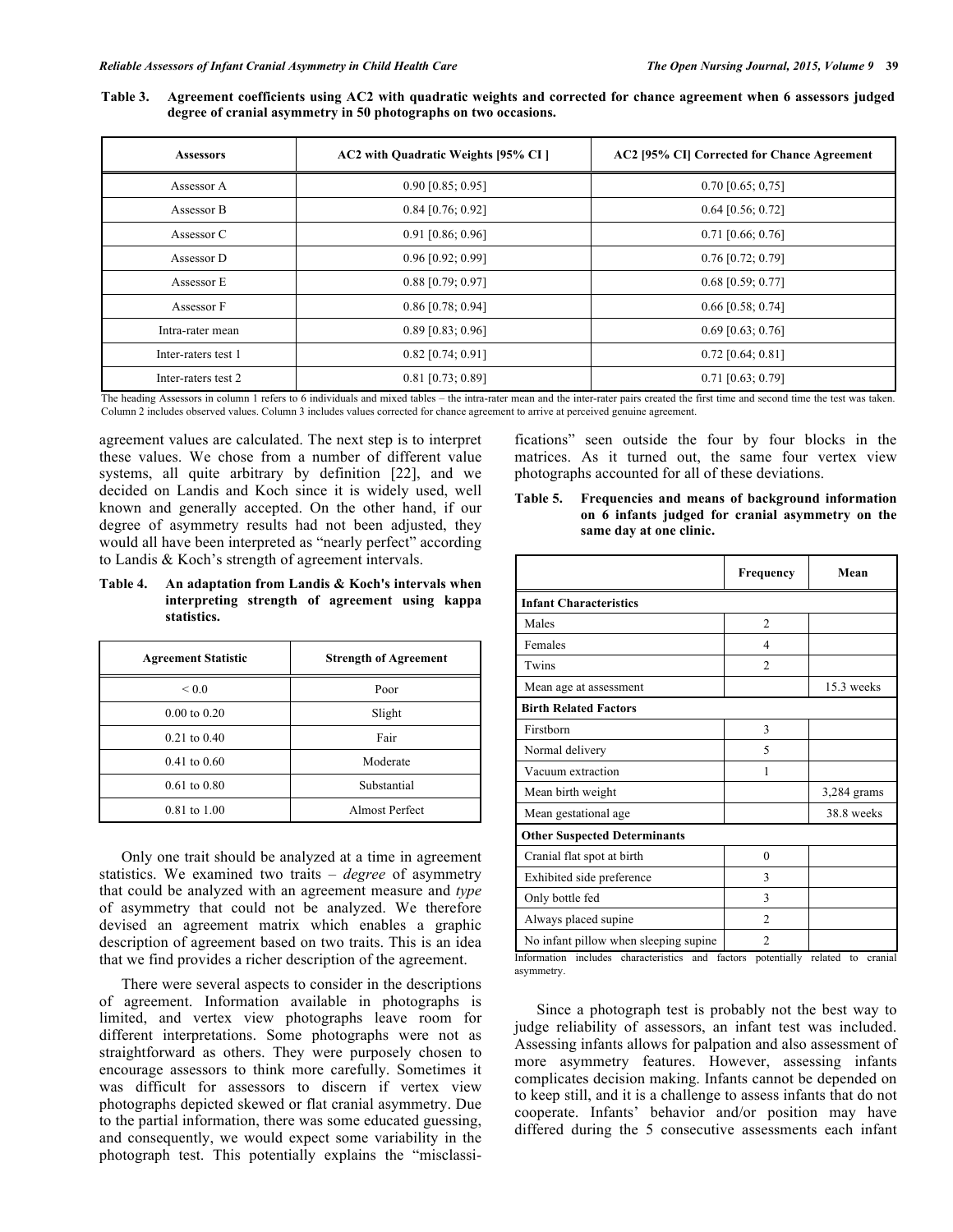**Table 3. Agreement coefficients using AC2 with quadratic weights and corrected for chance agreement when 6 assessors judged degree of cranial asymmetry in 50 photographs on two occasions.**

| Assessors | AC2 with Quadratic Weights [95% CI ] | AC2 [95% CI] Corrected for Chance Agreement |
|---|---|---|
| Assessor A | 0.90 [0.85; 0.95] | 0.70 [0.65; 0,75] |
| Assessor B | 0.84 [0.76; 0.92] | 0.64 [0.56; 0.72] |
| Assessor C | 0.91 [0.86; 0.96] | 0.71 [0.66; 0.76] |
| Assessor D | 0.96 [0.92; 0.99] | 0.76 [0.72; 0.79] |
| Assessor E | 0.88 [0.79; 0.97] | 0.68 [0.59; 0.77] |
| Assessor F | 0.86 [0.78; 0.94] | 0.66 [0.58; 0.74] |
| Intra-rater mean | 0.89 [0.83; 0.96] | 0.69 [0.63; 0.76] |
| Inter-raters test 1 | 0.82 [0.74; 0.91] | 0.72 [0.64; 0.81] |
| Inter-raters test 2 | 0.81 [0.73; 0.89] | 0.71 [0.63; 0.79] |

The heading Assessors in column 1 refers to 6 individuals and mixed tables – the intra-rater mean and the inter-rater pairs created the first time and second time the test was taken. Column 2 includes observed values. Column 3 includes values corrected for chance agreement to arrive at perceived genuine agreement.

agreement values are calculated. The next step is to interpret these values. We chose from a number of different value systems, all quite arbitrary by definition [22], and we decided on Landis and Koch since it is widely used, well known and generally accepted. On the other hand, if our degree of asymmetry results had not been adjusted, they would all have been interpreted as "nearly perfect" according to Landis & Koch's strength of agreement intervals.

**Table 4. An adaptation from Landis & Koch's intervals when interpreting strength of agreement using kappa statistics.**

| Agreement Statistic | Strength of Agreement |
|---|---|
| < 0.0 | Poor |
| 0.00 to 0.20 | Slight |
| 0.21 to 0.40 | Fair |
| 0.41 to 0.60 | Moderate |
| 0.61 to 0.80 | Substantial |
| 0.81 to 1.00 | Almost Perfect |

Only one trait should be analyzed at a time in agreement statistics. We examined two traits – *degree* of asymmetry that could be analyzed with an agreement measure and *type* of asymmetry that could not be analyzed. We therefore devised an agreement matrix which enables a graphic description of agreement based on two traits. This is an idea that we find provides a richer description of the agreement.

There were several aspects to consider in the descriptions of agreement. Information available in photographs is limited, and vertex view photographs leave room for different interpretations. Some photographs were not as straightforward as others. They were purposely chosen to encourage assessors to think more carefully. Sometimes it was difficult for assessors to discern if vertex view photographs depicted skewed or flat cranial asymmetry. Due to the partial information, there was some educated guessing, and consequently, we would expect some variability in the photograph test. This potentially explains the "misclassifications" seen outside the four by four blocks in the matrices. As it turned out, the same four vertex view photographs accounted for all of these deviations.

**Table 5. Frequencies and means of background information on 6 infants judged for cranial asymmetry on the same day at one clinic.**

| | Frequency | Mean |
|---|---|---|
| **Infant Characteristics** | | |
| Males | 2 | |
| Females | 4 | |
| Twins | 2 | |
| Mean age at assessment | | 15.3 weeks |
| **Birth Related Factors** | | |
| Firstborn | 3 | |
| Normal delivery | 5 | |
| Vacuum extraction | 1 | |
| Mean birth weight | | 3,284 grams |
| Mean gestational age | | 38.8 weeks |
| **Other Suspected Determinants** | | |
| Cranial flat spot at birth | 0 | |
| Exhibited side preference | 3 | |
| Only bottle fed | 3 | |
| Always placed supine | 2 | |
| No infant pillow when sleeping supine | 2 | |

Information includes characteristics and factors potentially related to cranial asymmetry.

Since a photograph test is probably not the best way to judge reliability of assessors, an infant test was included. Assessing infants allows for palpation and also assessment of more asymmetry features. However, assessing infants complicates decision making. Infants cannot be depended on to keep still, and it is a challenge to assess infants that do not cooperate. Infants' behavior and/or position may have differed during the 5 consecutive assessments each infant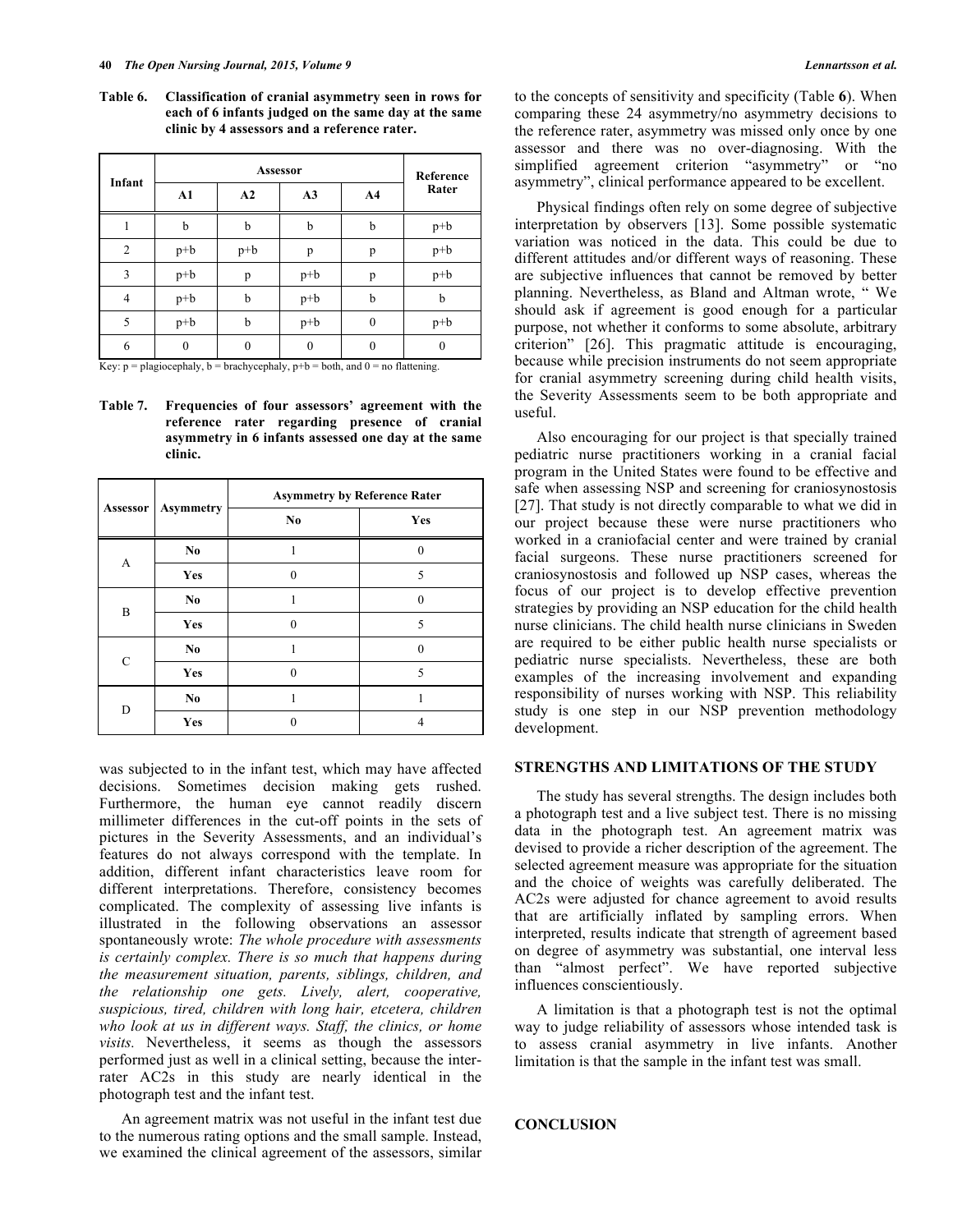**Table 6. Classification of cranial asymmetry seen in rows for each of 6 infants judged on the same day at the same clinic by 4 assessors and a reference rater.**

| Infant | Assessor | | | | Reference Rater |
|---|---|---|---|---|---|
| | A1 | A2 | A3 | A4 | |
| 1 | b | b | b | b | p+b |
| 2 | p+b | p+b | p | p | p+b |
| 3 | p+b | p | p+b | p | p+b |
| 4 | p+b | b | p+b | b | b |
| 5 | p+b | b | p+b | 0 | p+b |
| 6 | 0 | 0 | 0 | 0 | 0 |

Key: p = plagiocephaly, b = brachycephaly, p+b = both, and 0 = no flattening.

**Table 7. Frequencies of four assessors' agreement with the reference rater regarding presence of cranial asymmetry in 6 infants assessed one day at the same clinic.**

| Assessor | Asymmetry | Asymmetry by Reference Rater | |
|---|---|---|---|
| | | No | Yes |
| A | No | 1 | 0 |
| | Yes | 0 | 5 |
| B | No | 1 | 0 |
| | Yes | 0 | 5 |
| C | No | 1 | 0 |
| | Yes | 0 | 5 |
| D | No | 1 | 1 |
| | Yes | 0 | 4 |

was subjected to in the infant test, which may have affected decisions. Sometimes decision making gets rushed. Furthermore, the human eye cannot readily discern millimeter differences in the cut-off points in the sets of pictures in the Severity Assessments, and an individual's features do not always correspond with the template. In addition, different infant characteristics leave room for different interpretations. Therefore, consistency becomes complicated. The complexity of assessing live infants is illustrated in the following observations an assessor spontaneously wrote: *The whole procedure with assessments is certainly complex. There is so much that happens during the measurement situation, parents, siblings, children, and the relationship one gets. Lively, alert, cooperative, suspicious, tired, children with long hair, etcetera, children who look at us in different ways. Staff, the clinics, or home visits.* Nevertheless, it seems as though the assessors performed just as well in a clinical setting, because the inter-rater AC2s in this study are nearly identical in the photograph test and the infant test.

An agreement matrix was not useful in the infant test due to the numerous rating options and the small sample. Instead, we examined the clinical agreement of the assessors, similar to the concepts of sensitivity and specificity (Table **6**). When comparing these 24 asymmetry/no asymmetry decisions to the reference rater, asymmetry was missed only once by one assessor and there was no over-diagnosing. With the simplified agreement criterion "asymmetry" or "no asymmetry", clinical performance appeared to be excellent.

Physical findings often rely on some degree of subjective interpretation by observers [13]. Some possible systematic variation was noticed in the data. This could be due to different attitudes and/or different ways of reasoning. These are subjective influences that cannot be removed by better planning. Nevertheless, as Bland and Altman wrote, " We should ask if agreement is good enough for a particular purpose, not whether it conforms to some absolute, arbitrary criterion" [26]. This pragmatic attitude is encouraging, because while precision instruments do not seem appropriate for cranial asymmetry screening during child health visits, the Severity Assessments seem to be both appropriate and useful.

Also encouraging for our project is that specially trained pediatric nurse practitioners working in a cranial facial program in the United States were found to be effective and safe when assessing NSP and screening for craniosynostosis [27]. That study is not directly comparable to what we did in our project because these were nurse practitioners who worked in a craniofacial center and were trained by cranial facial surgeons. These nurse practitioners screened for craniosynostosis and followed up NSP cases, whereas the focus of our project is to develop effective prevention strategies by providing an NSP education for the child health nurse clinicians. The child health nurse clinicians in Sweden are required to be either public health nurse specialists or pediatric nurse specialists. Nevertheless, these are both examples of the increasing involvement and expanding responsibility of nurses working with NSP. This reliability study is one step in our NSP prevention methodology development.

## STRENGTHS AND LIMITATIONS OF THE STUDY

The study has several strengths. The design includes both a photograph test and a live subject test. There is no missing data in the photograph test. An agreement matrix was devised to provide a richer description of the agreement. The selected agreement measure was appropriate for the situation and the choice of weights was carefully deliberated. The AC2s were adjusted for chance agreement to avoid results that are artificially inflated by sampling errors. When interpreted, results indicate that strength of agreement based on degree of asymmetry was substantial, one interval less than "almost perfect". We have reported subjective influences conscientiously.

A limitation is that a photograph test is not the optimal way to judge reliability of assessors whose intended task is to assess cranial asymmetry in live infants. Another limitation is that the sample in the infant test was small.

## CONCLUSION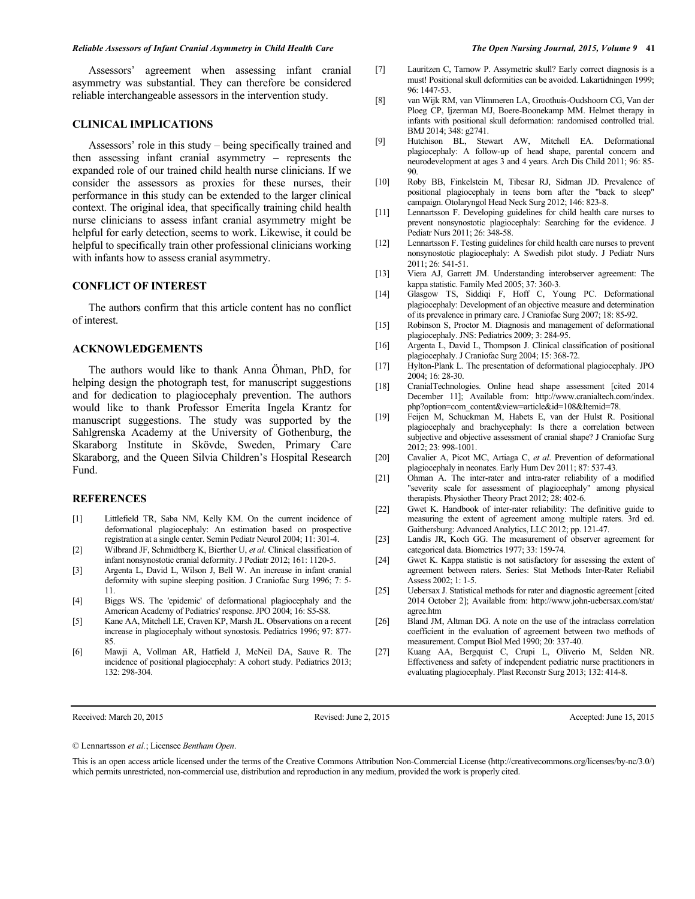Assessors' agreement when assessing infant cranial asymmetry was substantial. They can therefore be considered reliable interchangeable assessors in the intervention study.

## CLINICAL IMPLICATIONS

Assessors' role in this study – being specifically trained and then assessing infant cranial asymmetry – represents the expanded role of our trained child health nurse clinicians. If we consider the assessors as proxies for these nurses, their performance in this study can be extended to the larger clinical context. The original idea, that specifically training child health nurse clinicians to assess infant cranial asymmetry might be helpful for early detection, seems to work. Likewise, it could be helpful to specifically train other professional clinicians working with infants how to assess cranial asymmetry.

## CONFLICT OF INTEREST

The authors confirm that this article content has no conflict of interest.

## ACKNOWLEDGEMENTS

The authors would like to thank Anna Öhman, PhD, for helping design the photograph test, for manuscript suggestions and for dedication to plagiocephaly prevention. The authors would like to thank Professor Emerita Ingela Krantz for manuscript suggestions. The study was supported by the Sahlgrenska Academy at the University of Gothenburg, the Skaraborg Institute in Skövde, Sweden, Primary Care Skaraborg, and the Queen Silvia Children's Hospital Research Fund.

## REFERENCES

[1] Littlefield TR, Saba NM, Kelly KM. On the current incidence of deformational plagiocephaly: An estimation based on prospective registration at a single center. Semin Pediatr Neurol 2004; 11: 301-4.

[2] Wilbrand JF, Schmidtberg K, Bierther U, *et al*. Clinical classification of infant nonsynostotic cranial deformity. J Pediatr 2012; 161: 1120-5.

[3] Argenta L, David L, Wilson J, Bell W. An increase in infant cranial deformity with supine sleeping position. J Craniofac Surg 1996; 7: 5-11.

[4] Biggs WS. The 'epidemic' of deformational plagiocephaly and the American Academy of Pediatrics' response. JPO 2004; 16: S5-S8.

[5] Kane AA, Mitchell LE, Craven KP, Marsh JL. Observations on a recent increase in plagiocephaly without synostosis. Pediatrics 1996; 97: 877-85.

[6] Mawji A, Vollman AR, Hatfield J, McNeil DA, Sauve R. The incidence of positional plagiocephaly: A cohort study. Pediatrics 2013; 132: 298-304.

[7] Lauritzen C, Tarnow P. Assymetric skull? Early correct diagnosis is a must! Positional skull deformities can be avoided. Lakartidningen 1999; 96: 1447-53.

[8] van Wijk RM, van Vlimmeren LA, Groothuis-Oudshoorn CG, Van der Ploeg CP, Ijzerman MJ, Boere-Boonekamp MM. Helmet therapy in infants with positional skull deformation: randomised controlled trial. BMJ 2014; 348: g2741.

[9] Hutchison BL, Stewart AW, Mitchell EA. Deformational plagiocephaly: A follow-up of head shape, parental concern and neurodevelopment at ages 3 and 4 years. Arch Dis Child 2011; 96: 85-90.

[10] Roby BB, Finkelstein M, Tibesar RJ, Sidman JD. Prevalence of positional plagiocephaly in teens born after the "back to sleep" campaign. Otolaryngol Head Neck Surg 2012; 146: 823-8.

[11] Lennartsson F. Developing guidelines for child health care nurses to prevent nonsynostotic plagiocephaly: Searching for the evidence. J Pediatr Nurs 2011; 26: 348-58.

[12] Lennartsson F. Testing guidelines for child health care nurses to prevent nonsynostotic plagiocephaly: A Swedish pilot study. J Pediatr Nurs 2011; 26: 541-51.

[13] Viera AJ, Garrett JM. Understanding interobserver agreement: The kappa statistic. Family Med 2005; 37: 360-3.

[14] Glasgow TS, Siddiqi F, Hoff C, Young PC. Deformational plagiocephaly: Development of an objective measure and determination of its prevalence in primary care. J Craniofac Surg 2007; 18: 85-92.

[15] Robinson S, Proctor M. Diagnosis and management of deformational plagiocephaly. JNS: Pediatrics 2009; 3: 284-95.

[16] Argenta L, David L, Thompson J. Clinical classification of positional plagiocephaly. J Craniofac Surg 2004; 15: 368-72.

[17] Hylton-Plank L. The presentation of deformational plagiocephaly. JPO 2004; 16: 28-30.

[18] CranialTechnologies. Online head shape assessment [cited 2014 December 11]; Available from: http://www.cranialtech.com/index.php?option=com_content&view=article&id=108&Itemid=78.

[19] Feijen M, Schuckman M, Habets E, van der Hulst R. Positional plagiocephaly and brachycephaly: Is there a correlation between subjective and objective assessment of cranial shape? J Craniofac Surg 2012; 23: 998-1001.

[20] Cavalier A, Picot MC, Artiaga C, *et al*. Prevention of deformational plagiocephaly in neonates. Early Hum Dev 2011; 87: 537-43.

[21] Ohman A. The inter-rater and intra-rater reliability of a modified "severity scale for assessment of plagiocephaly" among physical therapists. Physiother Theory Pract 2012; 28: 402-6.

[22] Gwet K. Handbook of inter-rater reliability: The definitive guide to measuring the extent of agreement among multiple raters. 3rd ed. Gaithersburg: Advanced Analytics, LLC 2012; pp. 121-47.

[23] Landis JR, Koch GG. The measurement of observer agreement for categorical data. Biometrics 1977; 33: 159-74.

[24] Gwet K. Kappa statistic is not satisfactory for assessing the extent of agreement between raters. Series: Stat Methods Inter-Rater Reliabil Assess 2002; 1: 1-5.

[25] Uebersax J. Statistical methods for rater and diagnostic agreement [cited 2014 October 2]; Available from: http://www.john-uebersax.com/stat/agree.htm

[26] Bland JM, Altman DG. A note on the use of the intraclass correlation coefficient in the evaluation of agreement between two methods of measurement. Comput Biol Med 1990; 20: 337-40.

[27] Kuang AA, Bergquist C, Crupi L, Oliverio M, Selden NR. Effectiveness and safety of independent pediatric nurse practitioners in evaluating plagiocephaly. Plast Reconstr Surg 2013; 132: 414-8.

Received: March 20, 2015 Revised: June 2, 2015 Accepted: June 15, 2015

© Lennartsson *et al.*; Licensee *Bentham Open*.

This is an open access article licensed under the terms of the Creative Commons Attribution Non-Commercial License (http://creativecommons.org/licenses/by-nc/3.0/) which permits unrestricted, non-commercial use, distribution and reproduction in any medium, provided the work is properly cited.